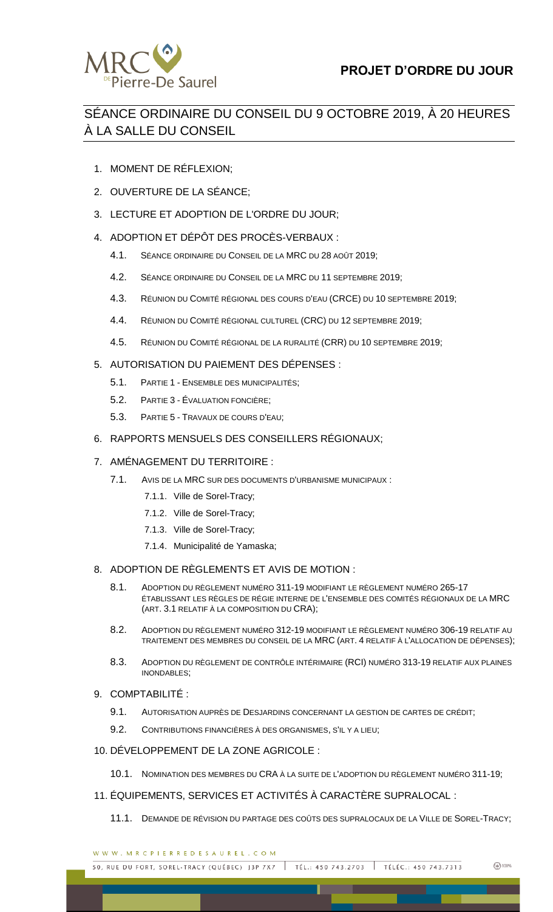# PROJET D'ORDRE DU JOUR

## SÉANCE ORDINAIRE DU CONSEIL DU 9 OCTOBRE 2019, À 20 HEURES À LA SALLE DU CONSEIL

1. MOMENT DE RÉFLEXION;
2. OUVERTURE DE LA SÉANCE;
3. LECTURE ET ADOPTION DE L'ORDRE DU JOUR;
4. ADOPTION ET DÉPÔT DES PROCÈS-VERBAUX :
   - 4.1. SÉANCE ORDINAIRE DU CONSEIL DE LA MRC DU 28 AOÛT 2019;
   - 4.2. SÉANCE ORDINAIRE DU CONSEIL DE LA MRC DU 11 SEPTEMBRE 2019;
   - 4.3. RÉUNION DU COMITÉ RÉGIONAL DES COURS D'EAU (CRCE) DU 10 SEPTEMBRE 2019;
   - 4.4. RÉUNION DU COMITÉ RÉGIONAL CULTUREL (CRC) DU 12 SEPTEMBRE 2019;
   - 4.5. RÉUNION DU COMITÉ RÉGIONAL DE LA RURALITÉ (CRR) DU 10 SEPTEMBRE 2019;
5. AUTORISATION DU PAIEMENT DES DÉPENSES :
   - 5.1. PARTIE 1 - ENSEMBLE DES MUNICIPALITÉS;
   - 5.2. PARTIE 3 - ÉVALUATION FONCIÈRE;
   - 5.3. PARTIE 5 - TRAVAUX DE COURS D'EAU;
6. RAPPORTS MENSUELS DES CONSEILLERS RÉGIONAUX;
7. AMÉNAGEMENT DU TERRITOIRE :
   - 7.1. AVIS DE LA MRC SUR DES DOCUMENTS D'URBANISME MUNICIPAUX :
     - 7.1.1. Ville de Sorel-Tracy;
     - 7.1.2. Ville de Sorel-Tracy;
     - 7.1.3. Ville de Sorel-Tracy;
     - 7.1.4. Municipalité de Yamaska;
8. ADOPTION DE RÈGLEMENTS ET AVIS DE MOTION :
   - 8.1. ADOPTION DU RÈGLEMENT NUMÉRO 311-19 MODIFIANT LE RÈGLEMENT NUMÉRO 265-17 ÉTABLISSANT LES RÈGLES DE RÉGIE INTERNE DE L'ENSEMBLE DES COMITÉS RÉGIONAUX DE LA MRC (ART. 3.1 RELATIF À LA COMPOSITION DU CRA);
   - 8.2. ADOPTION DU RÈGLEMENT NUMÉRO 312-19 MODIFIANT LE RÈGLEMENT NUMÉRO 306-19 RELATIF AU TRAITEMENT DES MEMBRES DU CONSEIL DE LA MRC (ART. 4 RELATIF À L'ALLOCATION DE DÉPENSES);
   - 8.3. ADOPTION DU RÈGLEMENT DE CONTRÔLE INTÉRIMAIRE (RCI) NUMÉRO 313-19 RELATIF AUX PLAINES INONDABLES;
9. COMPTABILITÉ :
   - 9.1. AUTORISATION AUPRÈS DE DESJARDINS CONCERNANT LA GESTION DE CARTES DE CRÉDIT;
   - 9.2. CONTRIBUTIONS FINANCIÈRES À DES ORGANISMES, S'IL Y A LIEU;
10. DÉVELOPPEMENT DE LA ZONE AGRICOLE :
    - 10.1. NOMINATION DES MEMBRES DU CRA À LA SUITE DE L'ADOPTION DU RÈGLEMENT NUMÉRO 311-19;
11. ÉQUIPEMENTS, SERVICES ET ACTIVITÉS À CARACTÈRE SUPRALOCAL :
    - 11.1. DEMANDE DE RÉVISION DU PARTAGE DES COÛTS DES SUPRALOCAUX DE LA VILLE DE SOREL-TRACY;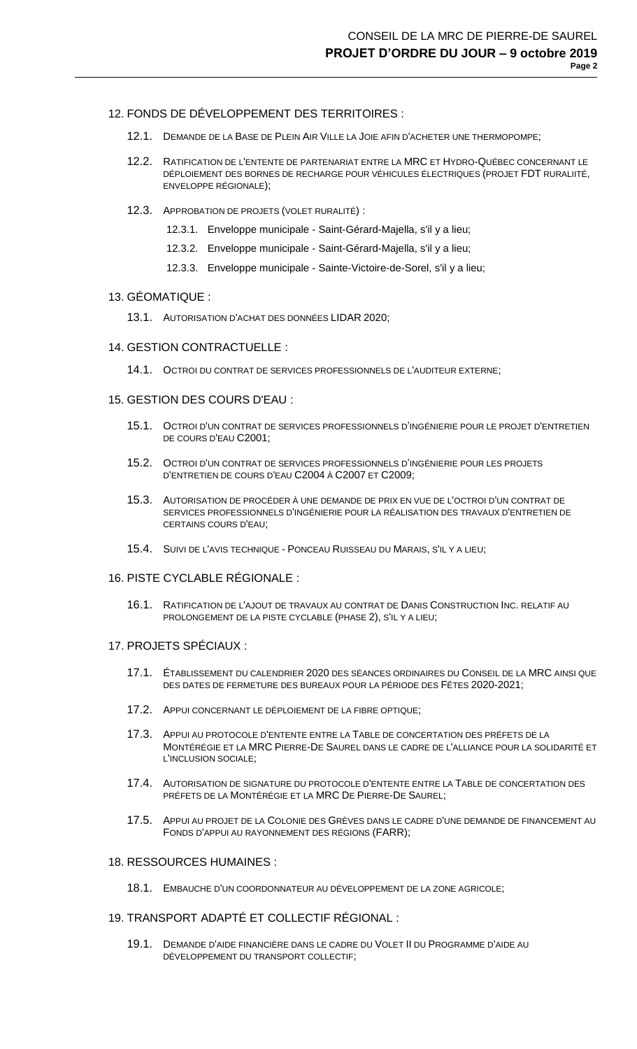12. FONDS DE DÉVELOPPEMENT DES TERRITOIRES :

   12.1. Demande de la Base de Plein Air Ville la Joie afin d'acheter une thermopompe;

   12.2. Ratification de l'entente de partenariat entre la MRC et Hydro-Québec concernant le déploiement des bornes de recharge pour véhicules électriques (projet FDT ruraliité, enveloppe régionale);

   12.3. Approbation de projets (volet ruralité) :

      12.3.1. Enveloppe municipale - Saint-Gérard-Majella, s'il y a lieu;

      12.3.2. Enveloppe municipale - Saint-Gérard-Majella, s'il y a lieu;

      12.3.3. Enveloppe municipale - Sainte-Victoire-de-Sorel, s'il y a lieu;

13. GÉOMATIQUE :

   13.1. Autorisation d'achat des données LIDAR 2020;

14. GESTION CONTRACTUELLE :

   14.1. Octroi du contrat de services professionnels de l'auditeur externe;

15. GESTION DES COURS D'EAU :

   15.1. Octroi d'un contrat de services professionnels d'ingénierie pour le projet d'entretien de cours d'eau C2001;

   15.2. Octroi d'un contrat de services professionnels d'ingénierie pour les projets d'entretien de cours d'eau C2004 à C2007 et C2009;

   15.3. Autorisation de procéder à une demande de prix en vue de l'octroi d'un contrat de services professionnels d'ingénierie pour la réalisation des travaux d'entretien de certains cours d'eau;

   15.4. Suivi de l'avis technique - Ponceau Ruisseau du Marais, s'il y a lieu;

16. PISTE CYCLABLE RÉGIONALE :

   16.1. Ratification de l'ajout de travaux au contrat de Danis Construction Inc. relatif au prolongement de la piste cyclable (phase 2), s'il y a lieu;

17. PROJETS SPÉCIAUX :

   17.1. Établissement du calendrier 2020 des séances ordinaires du Conseil de la MRC ainsi que des dates de fermeture des bureaux pour la période des Fêtes 2020-2021;

   17.2. Appui concernant le déploiement de la fibre optique;

   17.3. Appui au protocole d'entente entre la Table de concertation des préfets de la Montérégie et la MRC Pierre-De Saurel dans le cadre de l'alliance pour la solidarité et l'inclusion sociale;

   17.4. Autorisation de signature du protocole d'entente entre la Table de concertation des préfets de la Montérégie et la MRC De Pierre-De Saurel;

   17.5. Appui au projet de la Colonie des Grèves dans le cadre d'une demande de financement au Fonds d'appui au rayonnement des régions (FARR);

18. RESSOURCES HUMAINES :

   18.1. Embauche d'un coordonnateur au développement de la zone agricole;

19. TRANSPORT ADAPTÉ ET COLLECTIF RÉGIONAL :

   19.1. Demande d'aide financière dans le cadre du Volet II du Programme d'aide au développement du transport collectif;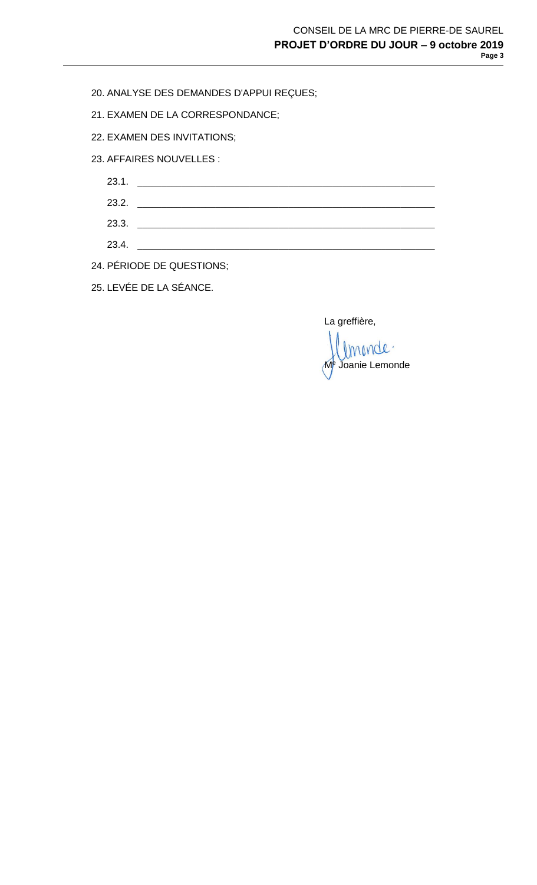20. ANALYSE DES DEMANDES D'APPUI REÇUES;
21. EXAMEN DE LA CORRESPONDANCE;
22. EXAMEN DES INVITATIONS;
23. AFFAIRES NOUVELLES :
    - 23.1. ______________________________________________________
    - 23.2. ______________________________________________________
    - 23.3. ______________________________________________________
    - 23.4. ______________________________________________________
24. PÉRIODE DE QUESTIONS;
25. LEVÉE DE LA SÉANCE.

La greffière,

Me Joanie Lemonde